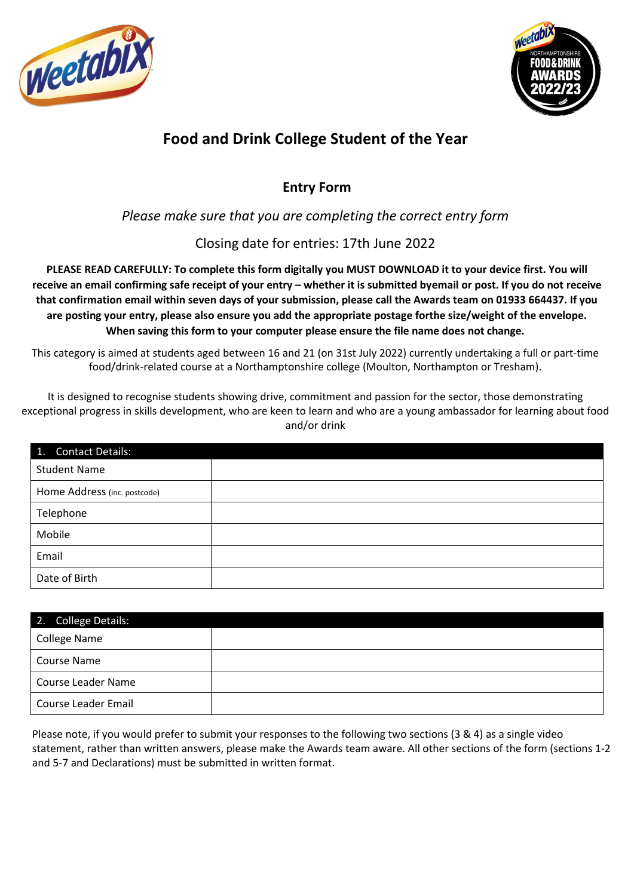# Food and Drink College Student of the Year

## Entry Form

*Please make sure that you are completing the correct entry form*

Closing date for entries: 17th June 2022

**PLEASE READ CAREFULLY: To complete this form digitally you MUST DOWNLOAD it to your device first. You will receive an email confirming safe receipt of your entry – whether it is submitted byemail or post. If you do not receive that confirmation email within seven days of your submission, please call the Awards team on 01933 664437. If you are posting your entry, please also ensure you add the appropriate postage forthe size/weight of the envelope. When saving this form to your computer please ensure the file name does not change.**

This category is aimed at students aged between 16 and 21 (on 31st July 2022) currently undertaking a full or part-time food/drink-related course at a Northamptonshire college (Moulton, Northampton or Tresham).

It is designed to recognise students showing drive, commitment and passion for the sector, those demonstrating exceptional progress in skills development, who are keen to learn and who are a young ambassador for learning about food and/or drink

| 1. Contact Details: | |
|---|---|
| Student Name | |
| Home Address (inc. postcode) | |
| Telephone | |
| Mobile | |
| Email | |
| Date of Birth | |

| 2. College Details: | |
|---|---|
| College Name | |
| Course Name | |
| Course Leader Name | |
| Course Leader Email | |

Please note, if you would prefer to submit your responses to the following two sections (3 & 4) as a single video statement, rather than written answers, please make the Awards team aware. All other sections of the form (sections 1-2 and 5-7 and Declarations) must be submitted in written format.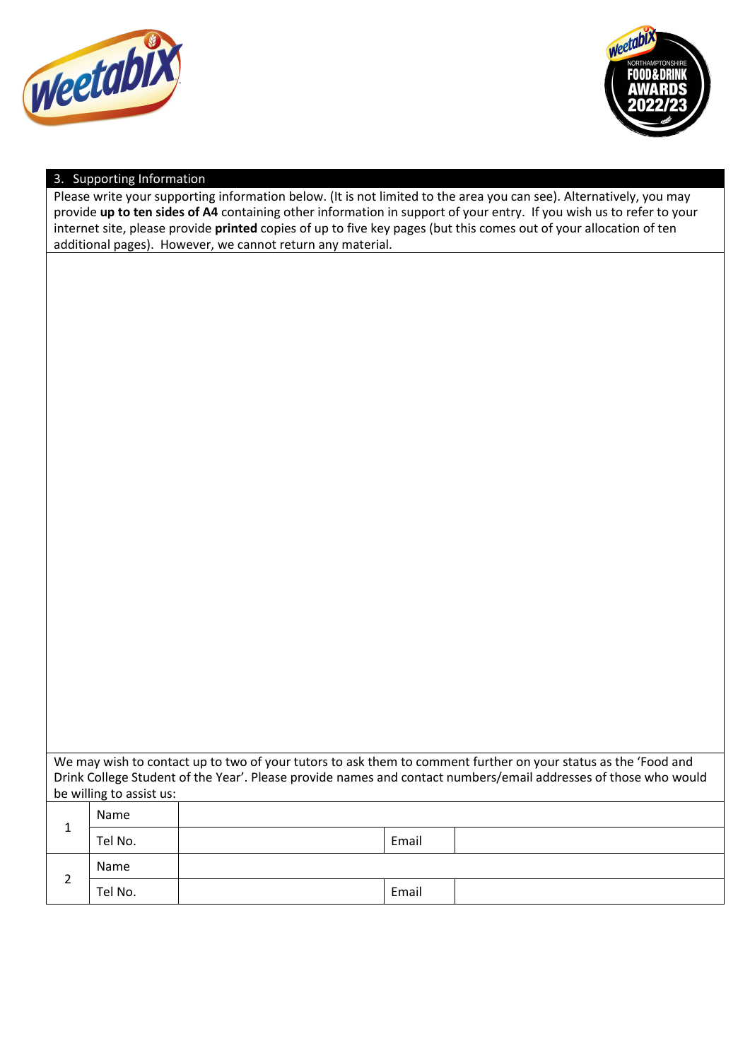## 3. Supporting Information

Please write your supporting information below. (It is not limited to the area you can see). Alternatively, you may provide **up to ten sides of A4** containing other information in support of your entry. If you wish us to refer to your internet site, please provide **printed** copies of up to five key pages (but this comes out of your allocation of ten additional pages). However, we cannot return any material.

We may wish to contact up to two of your tutors to ask them to comment further on your status as the 'Food and Drink College Student of the Year'. Please provide names and contact numbers/email addresses of those who would be willing to assist us:

| | | | | |
|---|---|---|---|---|
| 1 | Name | | | |
| | Tel No. | | Email | |
| 2 | Name | | | |
| | Tel No. | | Email | |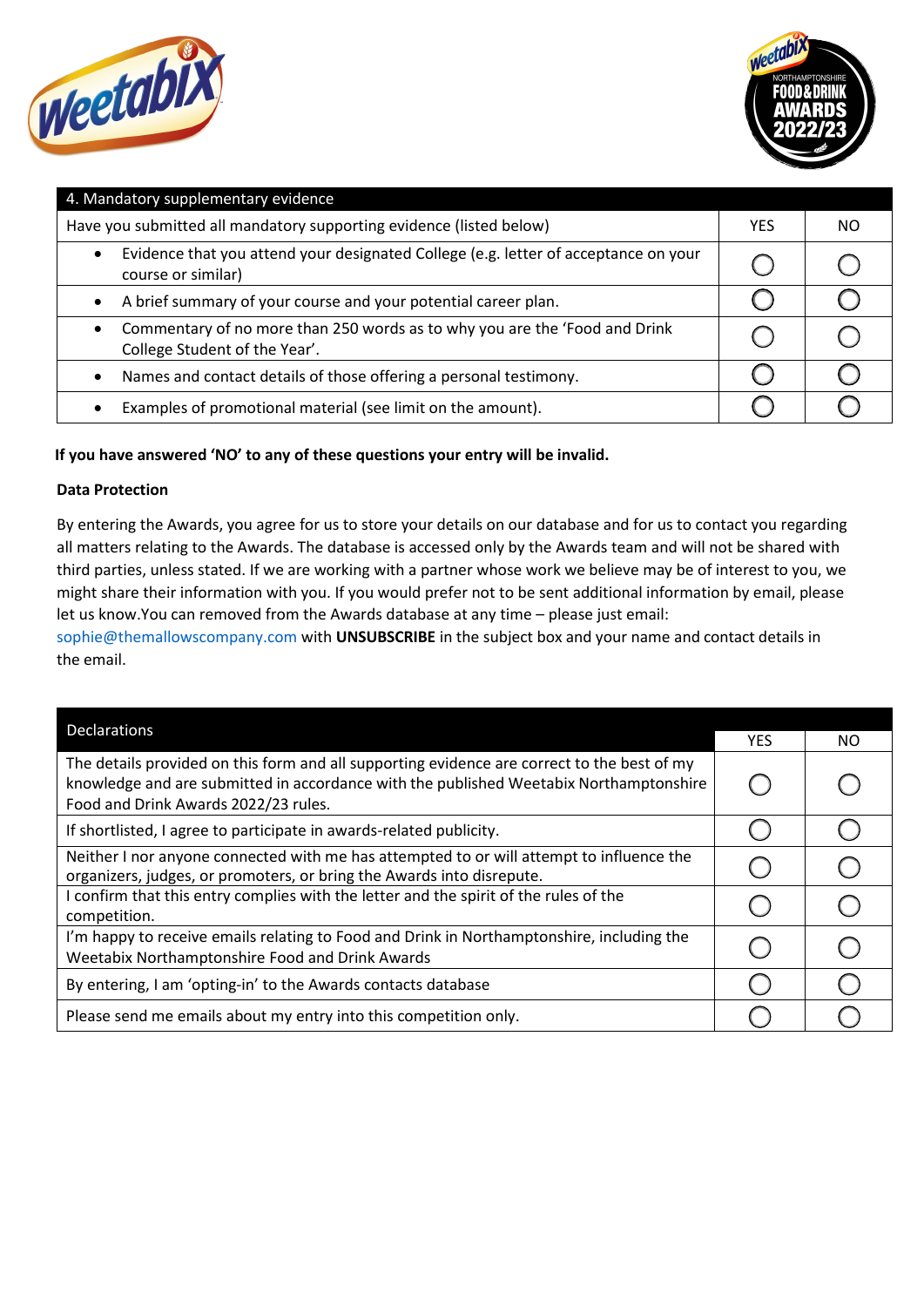| 4. Mandatory supplementary evidence | | |
|---|---|---|
| Have you submitted all mandatory supporting evidence (listed below) | YES | NO |
| • Evidence that you attend your designated College (e.g. letter of acceptance on your course or similar) | ◯ | ◯ |
| • A brief summary of your course and your potential career plan. | ◯ | ◯ |
| • Commentary of no more than 250 words as to why you are the 'Food and Drink College Student of the Year'. | ◯ | ◯ |
| • Names and contact details of those offering a personal testimony. | ◯ | ◯ |
| • Examples of promotional material (see limit on the amount). | ◯ | ◯ |

**If you have answered 'NO' to any of these questions your entry will be invalid.**

**Data Protection**

By entering the Awards, you agree for us to store your details on our database and for us to contact you regarding all matters relating to the Awards. The database is accessed only by the Awards team and will not be shared with third parties, unless stated. If we are working with a partner whose work we believe may be of interest to you, we might share their information with you. If you would prefer not to be sent additional information by email, please let us know.You can removed from the Awards database at any time – please just email: sophie@themallowscompany.com with **UNSUBSCRIBE** in the subject box and your name and contact details in the email.

| Declarations | YES | NO |
|---|---|---|
| The details provided on this form and all supporting evidence are correct to the best of my knowledge and are submitted in accordance with the published Weetabix Northamptonshire Food and Drink Awards 2022/23 rules. | ◯ | ◯ |
| If shortlisted, I agree to participate in awards-related publicity. | ◯ | ◯ |
| Neither I nor anyone connected with me has attempted to or will attempt to influence the organizers, judges, or promoters, or bring the Awards into disrepute. | ◯ | ◯ |
| I confirm that this entry complies with the letter and the spirit of the rules of the competition. | ◯ | ◯ |
| I'm happy to receive emails relating to Food and Drink in Northamptonshire, including the Weetabix Northamptonshire Food and Drink Awards | ◯ | ◯ |
| By entering, I am 'opting-in' to the Awards contacts database | ◯ | ◯ |
| Please send me emails about my entry into this competition only. | ◯ | ◯ |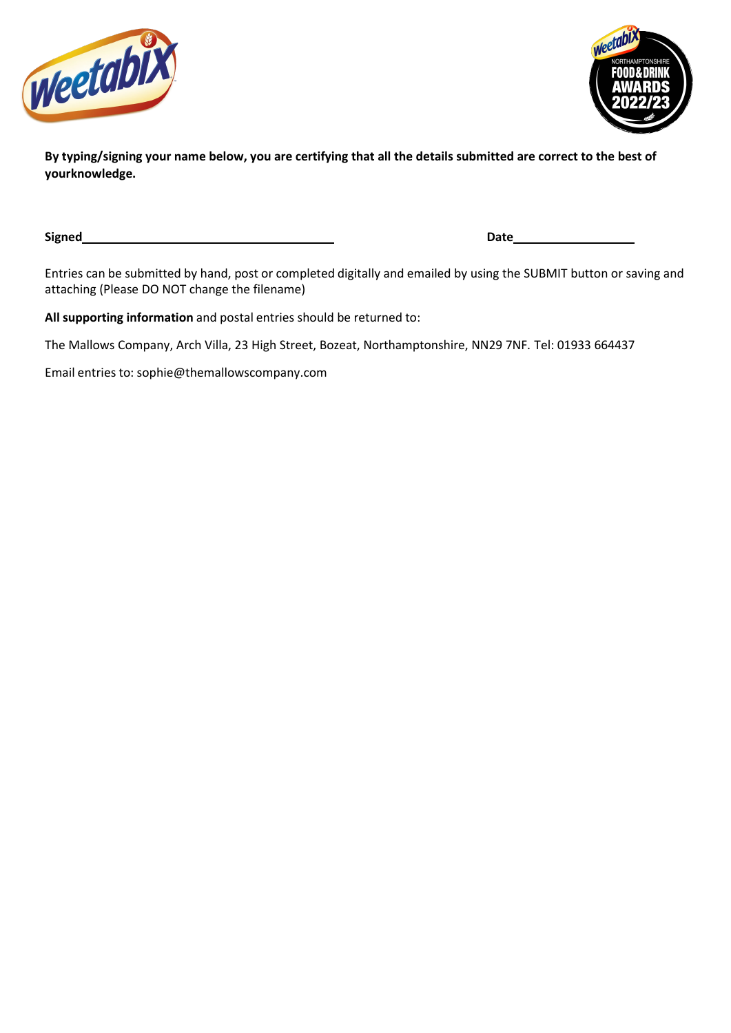**By typing/signing your name below, you are certifying that all the details submitted are correct to the best of yourknowledge.**

**Signed**\_\_\_\_\_\_\_\_\_\_\_\_\_\_\_\_\_\_\_\_\_\_\_\_\_\_\_\_\_\_\_\_\_\_\_\_ **Date**\_\_\_\_\_\_\_\_\_\_\_\_\_\_\_\_\_\_

Entries can be submitted by hand, post or completed digitally and emailed by using the SUBMIT button or saving and attaching (Please DO NOT change the filename)

**All supporting information** and postal entries should be returned to:

The Mallows Company, Arch Villa, 23 High Street, Bozeat, Northamptonshire, NN29 7NF. Tel: 01933 664437

Email entries to: sophie@themallowscompany.com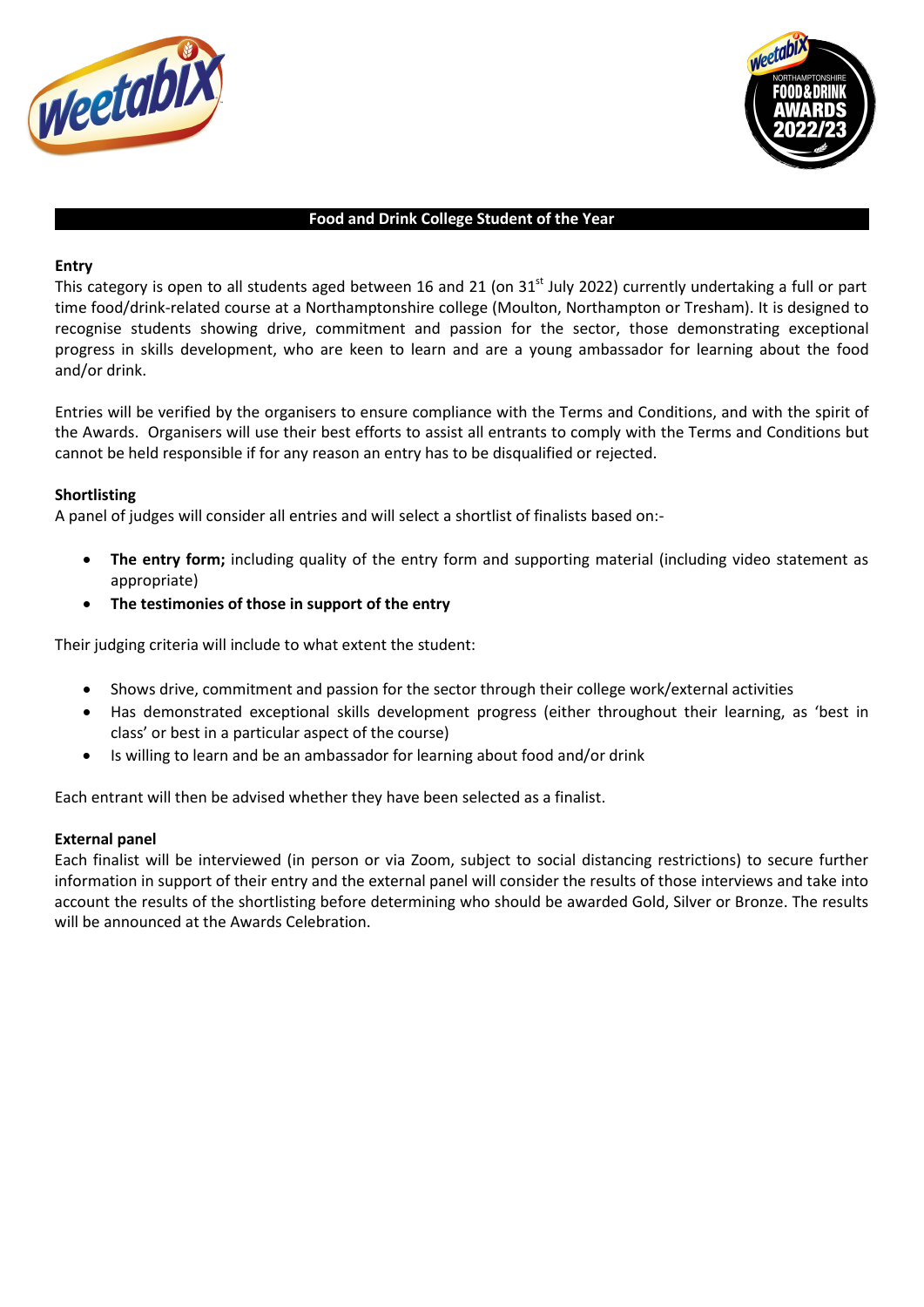## Food and Drink College Student of the Year

**Entry**

This category is open to all students aged between 16 and 21 (on 31st July 2022) currently undertaking a full or part time food/drink-related course at a Northamptonshire college (Moulton, Northampton or Tresham). It is designed to recognise students showing drive, commitment and passion for the sector, those demonstrating exceptional progress in skills development, who are keen to learn and are a young ambassador for learning about the food and/or drink.

Entries will be verified by the organisers to ensure compliance with the Terms and Conditions, and with the spirit of the Awards. Organisers will use their best efforts to assist all entrants to comply with the Terms and Conditions but cannot be held responsible if for any reason an entry has to be disqualified or rejected.

**Shortlisting**

A panel of judges will consider all entries and will select a shortlist of finalists based on:-

- **The entry form;** including quality of the entry form and supporting material (including video statement as appropriate)
- **The testimonies of those in support of the entry**

Their judging criteria will include to what extent the student:

- Shows drive, commitment and passion for the sector through their college work/external activities
- Has demonstrated exceptional skills development progress (either throughout their learning, as 'best in class' or best in a particular aspect of the course)
- Is willing to learn and be an ambassador for learning about food and/or drink

Each entrant will then be advised whether they have been selected as a finalist.

**External panel**

Each finalist will be interviewed (in person or via Zoom, subject to social distancing restrictions) to secure further information in support of their entry and the external panel will consider the results of those interviews and take into account the results of the shortlisting before determining who should be awarded Gold, Silver or Bronze. The results will be announced at the Awards Celebration.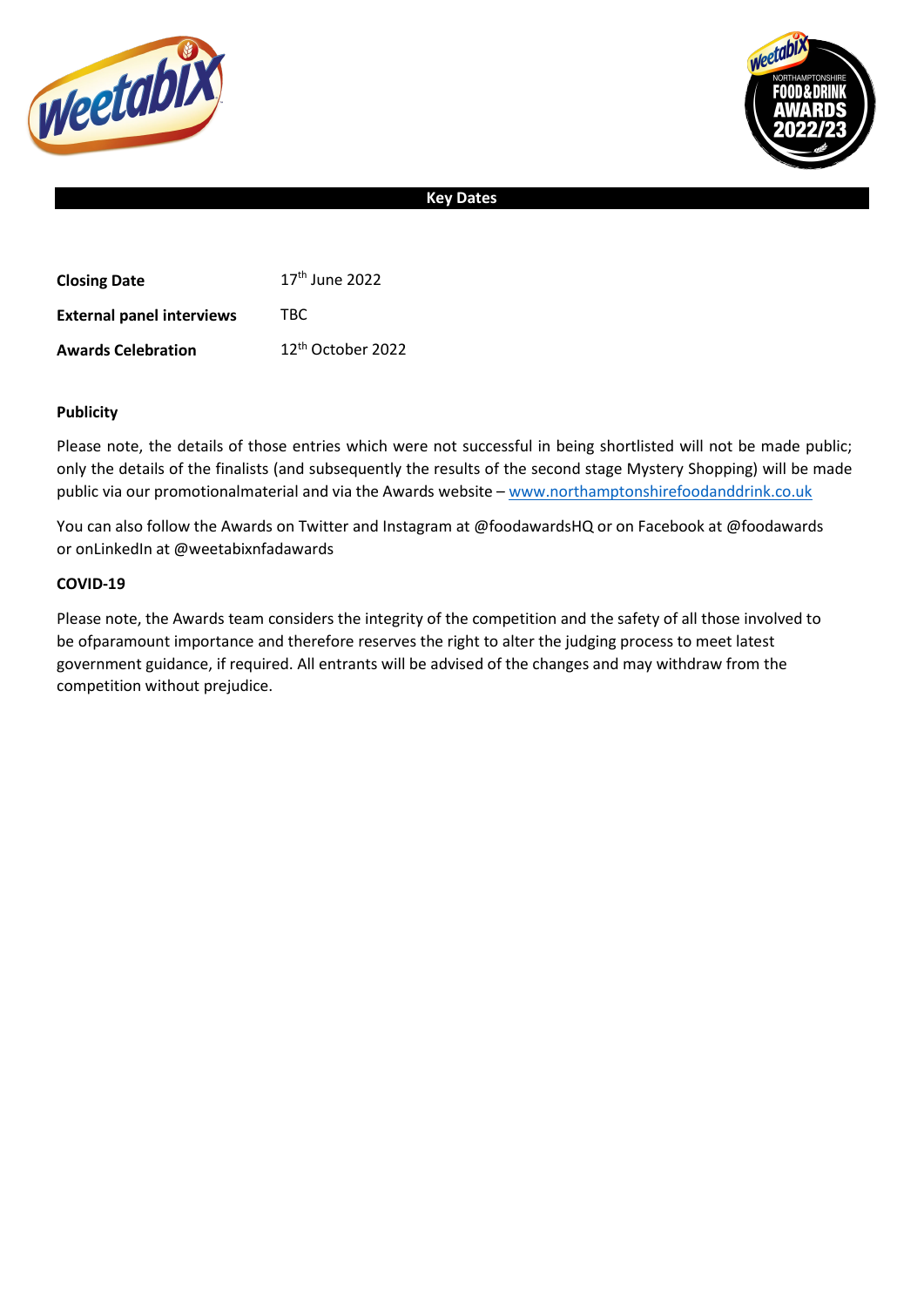## Key Dates

| | |
|---|---|
| **Closing Date** | 17th June 2022 |
| **External panel interviews** | TBC |
| **Awards Celebration** | 12th October 2022 |

**Publicity**

Please note, the details of those entries which were not successful in being shortlisted will not be made public; only the details of the finalists (and subsequently the results of the second stage Mystery Shopping) will be made public via our promotionalmaterial and via the Awards website – www.northamptonshirefoodanddrink.co.uk

You can also follow the Awards on Twitter and Instagram at @foodawardsHQ or on Facebook at @foodawards or onLinkedIn at @weetabixnfadawards

**COVID-19**

Please note, the Awards team considers the integrity of the competition and the safety of all those involved to be ofparamount importance and therefore reserves the right to alter the judging process to meet latest government guidance, if required. All entrants will be advised of the changes and may withdraw from the competition without prejudice.